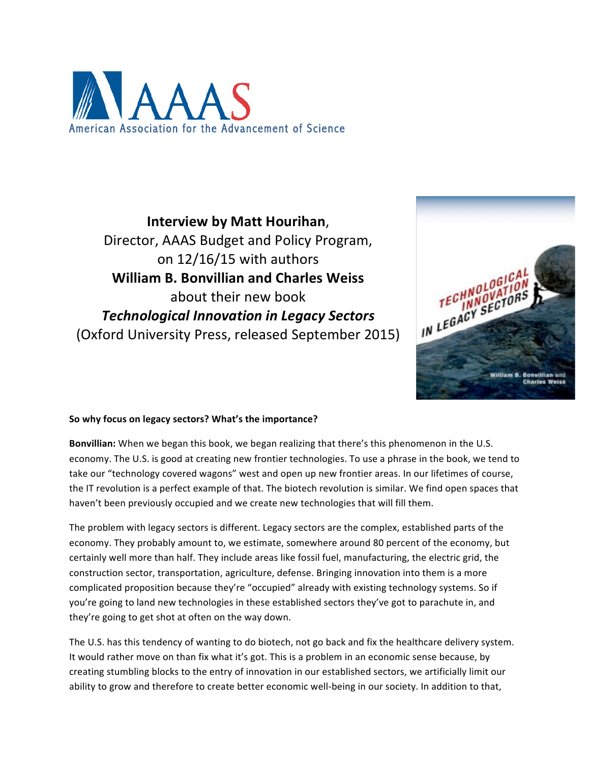American Association for the Advancement of Science

**Interview by Matt Hourihan**,
Director, AAAS Budget and Policy Program,
on 12/16/15 with authors
**William B. Bonvillian and Charles Weiss**
about their new book
***Technological Innovation in Legacy Sectors***
(Oxford University Press, released September 2015)

**So why focus on legacy sectors? What's the importance?**

**Bonvillian:** When we began this book, we began realizing that there's this phenomenon in the U.S. economy. The U.S. is good at creating new frontier technologies. To use a phrase in the book, we tend to take our "technology covered wagons" west and open up new frontier areas. In our lifetimes of course, the IT revolution is a perfect example of that. The biotech revolution is similar. We find open spaces that haven't been previously occupied and we create new technologies that will fill them.

The problem with legacy sectors is different. Legacy sectors are the complex, established parts of the economy. They probably amount to, we estimate, somewhere around 80 percent of the economy, but certainly well more than half. They include areas like fossil fuel, manufacturing, the electric grid, the construction sector, transportation, agriculture, defense. Bringing innovation into them is a more complicated proposition because they're "occupied" already with existing technology systems. So if you're going to land new technologies in these established sectors they've got to parachute in, and they're going to get shot at often on the way down.

The U.S. has this tendency of wanting to do biotech, not go back and fix the healthcare delivery system. It would rather move on than fix what it's got. This is a problem in an economic sense because, by creating stumbling blocks to the entry of innovation in our established sectors, we artificially limit our ability to grow and therefore to create better economic well-being in our society. In addition to that,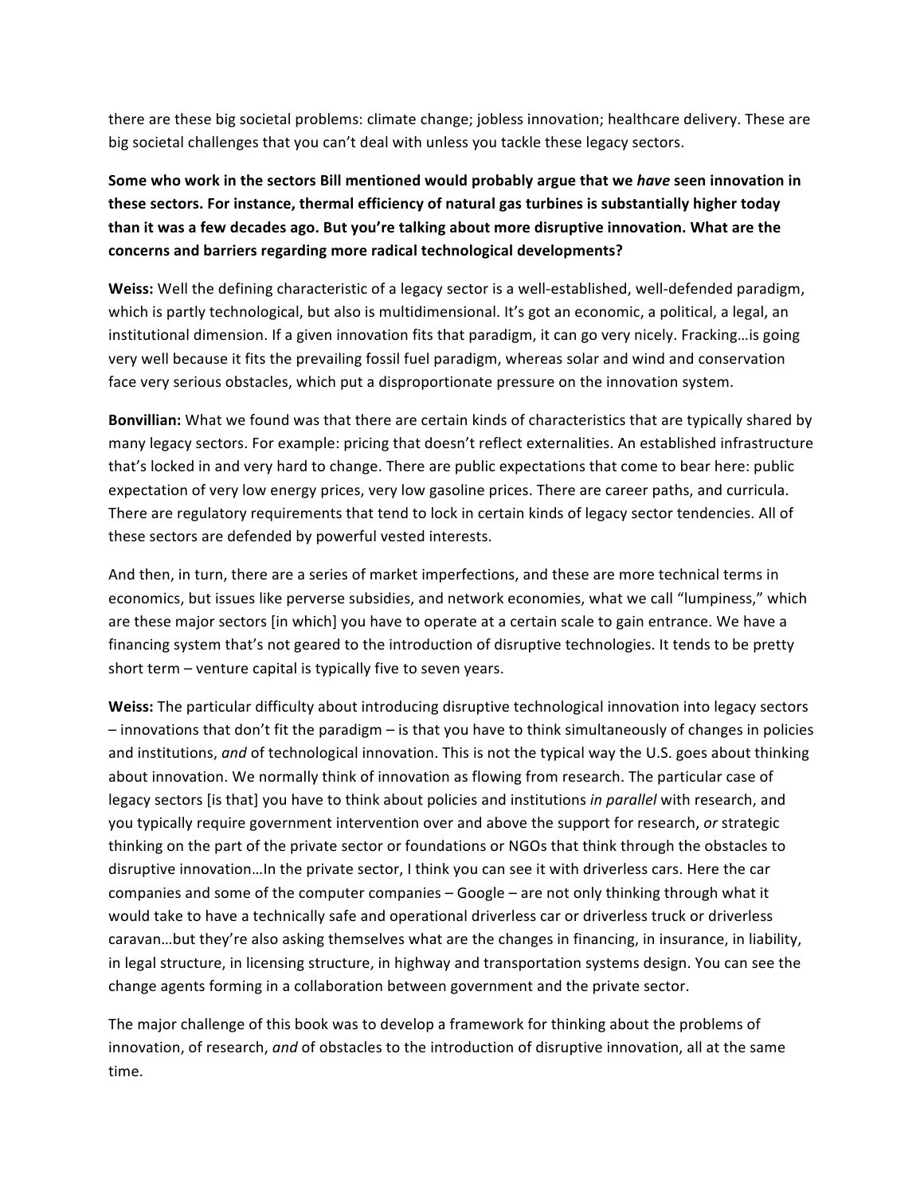there are these big societal problems: climate change; jobless innovation; healthcare delivery. These are big societal challenges that you can't deal with unless you tackle these legacy sectors.

**Some who work in the sectors Bill mentioned would probably argue that we *have* seen innovation in these sectors. For instance, thermal efficiency of natural gas turbines is substantially higher today than it was a few decades ago. But you're talking about more disruptive innovation. What are the concerns and barriers regarding more radical technological developments?**

**Weiss:** Well the defining characteristic of a legacy sector is a well-established, well-defended paradigm, which is partly technological, but also is multidimensional. It's got an economic, a political, a legal, an institutional dimension. If a given innovation fits that paradigm, it can go very nicely. Fracking…is going very well because it fits the prevailing fossil fuel paradigm, whereas solar and wind and conservation face very serious obstacles, which put a disproportionate pressure on the innovation system.

**Bonvillian:** What we found was that there are certain kinds of characteristics that are typically shared by many legacy sectors. For example: pricing that doesn't reflect externalities. An established infrastructure that's locked in and very hard to change. There are public expectations that come to bear here: public expectation of very low energy prices, very low gasoline prices. There are career paths, and curricula. There are regulatory requirements that tend to lock in certain kinds of legacy sector tendencies. All of these sectors are defended by powerful vested interests.

And then, in turn, there are a series of market imperfections, and these are more technical terms in economics, but issues like perverse subsidies, and network economies, what we call "lumpiness," which are these major sectors [in which] you have to operate at a certain scale to gain entrance. We have a financing system that's not geared to the introduction of disruptive technologies. It tends to be pretty short term – venture capital is typically five to seven years.

**Weiss:** The particular difficulty about introducing disruptive technological innovation into legacy sectors – innovations that don't fit the paradigm – is that you have to think simultaneously of changes in policies and institutions, *and* of technological innovation. This is not the typical way the U.S. goes about thinking about innovation. We normally think of innovation as flowing from research. The particular case of legacy sectors [is that] you have to think about policies and institutions *in parallel* with research, and you typically require government intervention over and above the support for research, *or* strategic thinking on the part of the private sector or foundations or NGOs that think through the obstacles to disruptive innovation…In the private sector, I think you can see it with driverless cars. Here the car companies and some of the computer companies – Google – are not only thinking through what it would take to have a technically safe and operational driverless car or driverless truck or driverless caravan…but they're also asking themselves what are the changes in financing, in insurance, in liability, in legal structure, in licensing structure, in highway and transportation systems design. You can see the change agents forming in a collaboration between government and the private sector.

The major challenge of this book was to develop a framework for thinking about the problems of innovation, of research, *and* of obstacles to the introduction of disruptive innovation, all at the same time.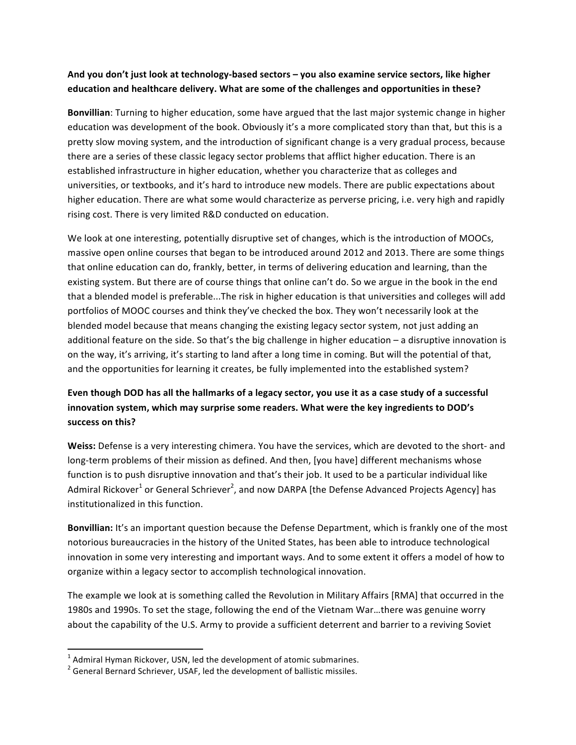**And you don't just look at technology-based sectors – you also examine service sectors, like higher education and healthcare delivery. What are some of the challenges and opportunities in these?**

**Bonvillian**: Turning to higher education, some have argued that the last major systemic change in higher education was development of the book. Obviously it's a more complicated story than that, but this is a pretty slow moving system, and the introduction of significant change is a very gradual process, because there are a series of these classic legacy sector problems that afflict higher education. There is an established infrastructure in higher education, whether you characterize that as colleges and universities, or textbooks, and it's hard to introduce new models. There are public expectations about higher education. There are what some would characterize as perverse pricing, i.e. very high and rapidly rising cost. There is very limited R&D conducted on education.

We look at one interesting, potentially disruptive set of changes, which is the introduction of MOOCs, massive open online courses that began to be introduced around 2012 and 2013. There are some things that online education can do, frankly, better, in terms of delivering education and learning, than the existing system. But there are of course things that online can't do. So we argue in the book in the end that a blended model is preferable...The risk in higher education is that universities and colleges will add portfolios of MOOC courses and think they've checked the box. They won't necessarily look at the blended model because that means changing the existing legacy sector system, not just adding an additional feature on the side. So that's the big challenge in higher education – a disruptive innovation is on the way, it's arriving, it's starting to land after a long time in coming. But will the potential of that, and the opportunities for learning it creates, be fully implemented into the established system?

**Even though DOD has all the hallmarks of a legacy sector, you use it as a case study of a successful innovation system, which may surprise some readers. What were the key ingredients to DOD's success on this?**

**Weiss:** Defense is a very interesting chimera. You have the services, which are devoted to the short- and long-term problems of their mission as defined. And then, [you have] different mechanisms whose function is to push disruptive innovation and that's their job. It used to be a particular individual like Admiral Rickover[1] or General Schriever[2], and now DARPA [the Defense Advanced Projects Agency] has institutionalized in this function.

**Bonvillian:** It's an important question because the Defense Department, which is frankly one of the most notorious bureaucracies in the history of the United States, has been able to introduce technological innovation in some very interesting and important ways. And to some extent it offers a model of how to organize within a legacy sector to accomplish technological innovation.

The example we look at is something called the Revolution in Military Affairs [RMA] that occurred in the 1980s and 1990s. To set the stage, following the end of the Vietnam War…there was genuine worry about the capability of the U.S. Army to provide a sufficient deterrent and barrier to a reviving Soviet

---

[1] Admiral Hyman Rickover, USN, led the development of atomic submarines.

[2] General Bernard Schriever, USAF, led the development of ballistic missiles.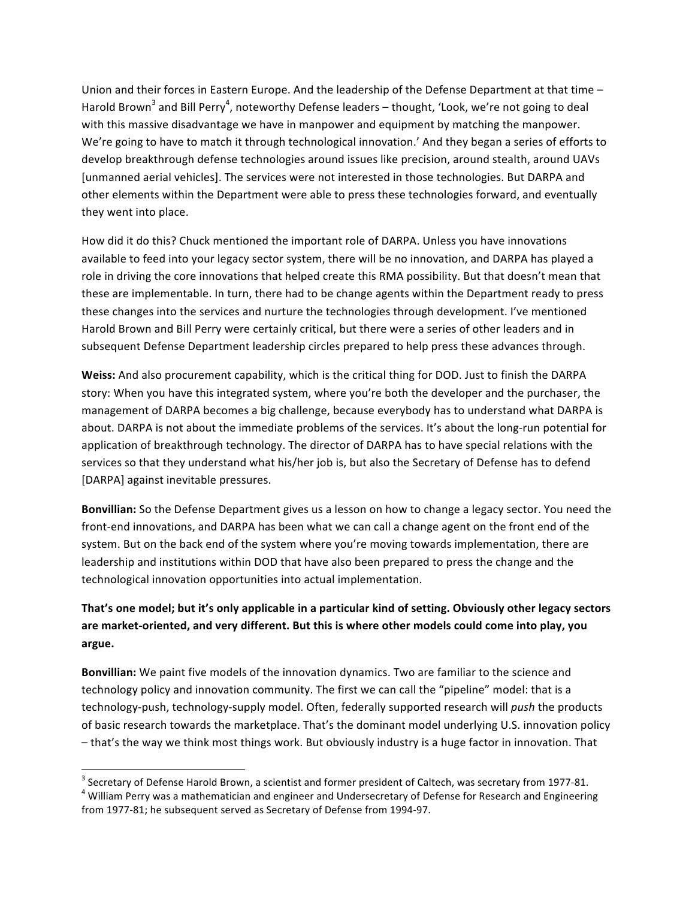Union and their forces in Eastern Europe. And the leadership of the Defense Department at that time – Harold Brown[3] and Bill Perry[4], noteworthy Defense leaders – thought, 'Look, we're not going to deal with this massive disadvantage we have in manpower and equipment by matching the manpower. We're going to have to match it through technological innovation.' And they began a series of efforts to develop breakthrough defense technologies around issues like precision, around stealth, around UAVs [unmanned aerial vehicles]. The services were not interested in those technologies. But DARPA and other elements within the Department were able to press these technologies forward, and eventually they went into place.

How did it do this? Chuck mentioned the important role of DARPA. Unless you have innovations available to feed into your legacy sector system, there will be no innovation, and DARPA has played a role in driving the core innovations that helped create this RMA possibility. But that doesn't mean that these are implementable. In turn, there had to be change agents within the Department ready to press these changes into the services and nurture the technologies through development. I've mentioned Harold Brown and Bill Perry were certainly critical, but there were a series of other leaders and in subsequent Defense Department leadership circles prepared to help press these advances through.

**Weiss:** And also procurement capability, which is the critical thing for DOD. Just to finish the DARPA story: When you have this integrated system, where you're both the developer and the purchaser, the management of DARPA becomes a big challenge, because everybody has to understand what DARPA is about. DARPA is not about the immediate problems of the services. It's about the long-run potential for application of breakthrough technology. The director of DARPA has to have special relations with the services so that they understand what his/her job is, but also the Secretary of Defense has to defend [DARPA] against inevitable pressures.

**Bonvillian:** So the Defense Department gives us a lesson on how to change a legacy sector. You need the front-end innovations, and DARPA has been what we can call a change agent on the front end of the system. But on the back end of the system where you're moving towards implementation, there are leadership and institutions within DOD that have also been prepared to press the change and the technological innovation opportunities into actual implementation.

**That's one model; but it's only applicable in a particular kind of setting. Obviously other legacy sectors are market-oriented, and very different. But this is where other models could come into play, you argue.**

**Bonvillian:** We paint five models of the innovation dynamics. Two are familiar to the science and technology policy and innovation community. The first we can call the "pipeline" model: that is a technology-push, technology-supply model. Often, federally supported research will *push* the products of basic research towards the marketplace. That's the dominant model underlying U.S. innovation policy – that's the way we think most things work. But obviously industry is a huge factor in innovation. That

[3] Secretary of Defense Harold Brown, a scientist and former president of Caltech, was secretary from 1977-81.

[4] William Perry was a mathematician and engineer and Undersecretary of Defense for Research and Engineering from 1977-81; he subsequent served as Secretary of Defense from 1994-97.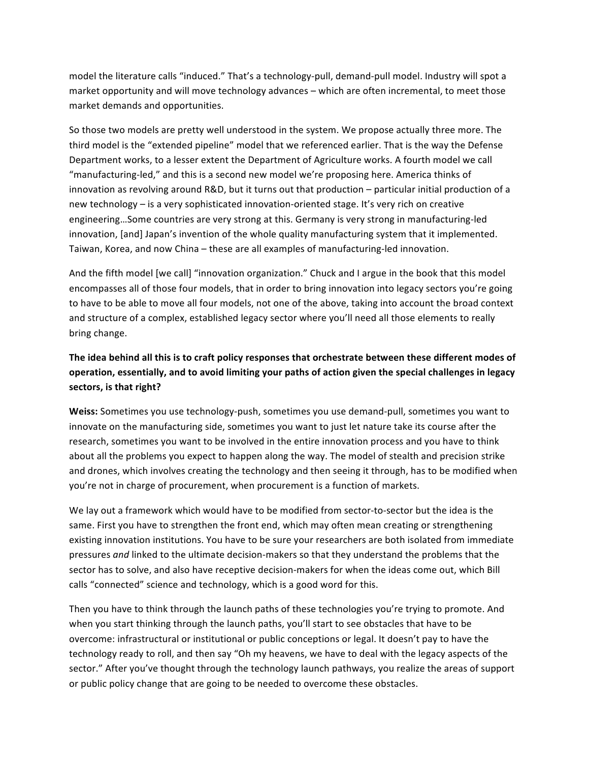model the literature calls "induced." That's a technology-pull, demand-pull model. Industry will spot a market opportunity and will move technology advances – which are often incremental, to meet those market demands and opportunities.

So those two models are pretty well understood in the system. We propose actually three more. The third model is the "extended pipeline" model that we referenced earlier. That is the way the Defense Department works, to a lesser extent the Department of Agriculture works. A fourth model we call "manufacturing-led," and this is a second new model we're proposing here. America thinks of innovation as revolving around R&D, but it turns out that production – particular initial production of a new technology – is a very sophisticated innovation-oriented stage. It's very rich on creative engineering…Some countries are very strong at this. Germany is very strong in manufacturing-led innovation, [and] Japan's invention of the whole quality manufacturing system that it implemented. Taiwan, Korea, and now China – these are all examples of manufacturing-led innovation.

And the fifth model [we call] "innovation organization." Chuck and I argue in the book that this model encompasses all of those four models, that in order to bring innovation into legacy sectors you're going to have to be able to move all four models, not one of the above, taking into account the broad context and structure of a complex, established legacy sector where you'll need all those elements to really bring change.

**The idea behind all this is to craft policy responses that orchestrate between these different modes of operation, essentially, and to avoid limiting your paths of action given the special challenges in legacy sectors, is that right?**

**Weiss:** Sometimes you use technology-push, sometimes you use demand-pull, sometimes you want to innovate on the manufacturing side, sometimes you want to just let nature take its course after the research, sometimes you want to be involved in the entire innovation process and you have to think about all the problems you expect to happen along the way. The model of stealth and precision strike and drones, which involves creating the technology and then seeing it through, has to be modified when you're not in charge of procurement, when procurement is a function of markets.

We lay out a framework which would have to be modified from sector-to-sector but the idea is the same. First you have to strengthen the front end, which may often mean creating or strengthening existing innovation institutions. You have to be sure your researchers are both isolated from immediate pressures *and* linked to the ultimate decision-makers so that they understand the problems that the sector has to solve, and also have receptive decision-makers for when the ideas come out, which Bill calls "connected" science and technology, which is a good word for this.

Then you have to think through the launch paths of these technologies you're trying to promote. And when you start thinking through the launch paths, you'll start to see obstacles that have to be overcome: infrastructural or institutional or public conceptions or legal. It doesn't pay to have the technology ready to roll, and then say "Oh my heavens, we have to deal with the legacy aspects of the sector." After you've thought through the technology launch pathways, you realize the areas of support or public policy change that are going to be needed to overcome these obstacles.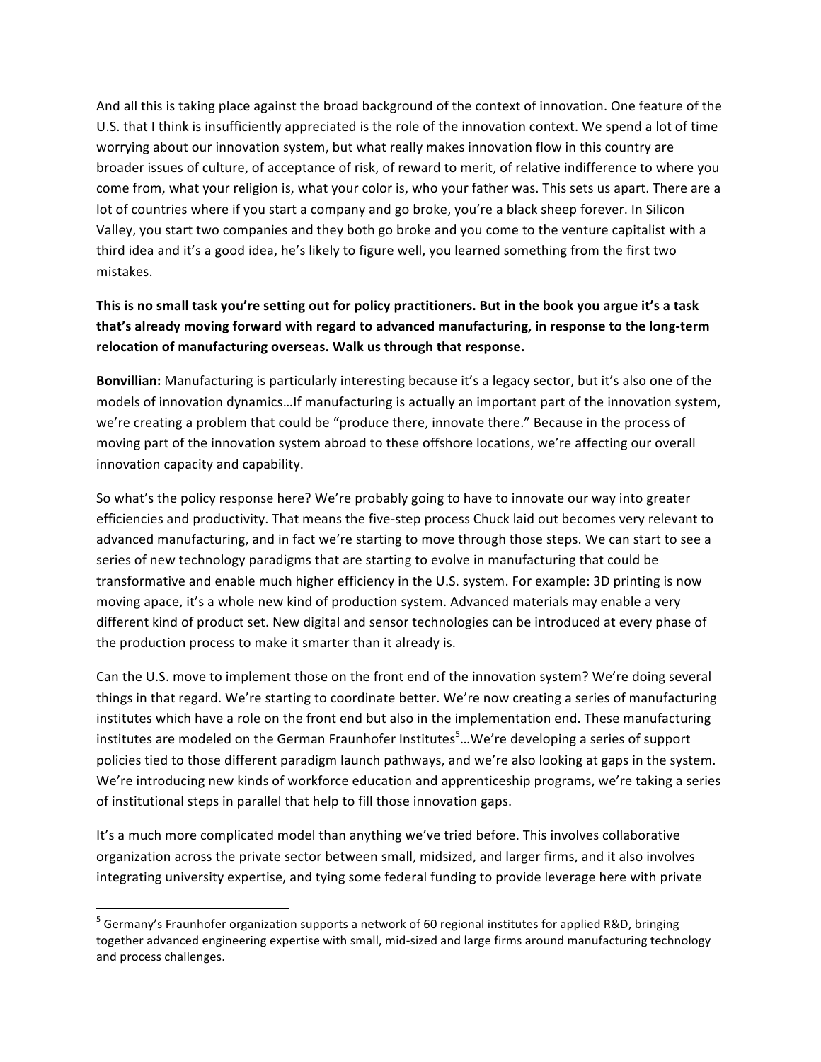And all this is taking place against the broad background of the context of innovation. One feature of the U.S. that I think is insufficiently appreciated is the role of the innovation context. We spend a lot of time worrying about our innovation system, but what really makes innovation flow in this country are broader issues of culture, of acceptance of risk, of reward to merit, of relative indifference to where you come from, what your religion is, what your color is, who your father was. This sets us apart. There are a lot of countries where if you start a company and go broke, you're a black sheep forever. In Silicon Valley, you start two companies and they both go broke and you come to the venture capitalist with a third idea and it's a good idea, he's likely to figure well, you learned something from the first two mistakes.

**This is no small task you're setting out for policy practitioners. But in the book you argue it's a task that's already moving forward with regard to advanced manufacturing, in response to the long-term relocation of manufacturing overseas. Walk us through that response.**

**Bonvillian:** Manufacturing is particularly interesting because it's a legacy sector, but it's also one of the models of innovation dynamics…If manufacturing is actually an important part of the innovation system, we're creating a problem that could be "produce there, innovate there." Because in the process of moving part of the innovation system abroad to these offshore locations, we're affecting our overall innovation capacity and capability.

So what's the policy response here? We're probably going to have to innovate our way into greater efficiencies and productivity. That means the five-step process Chuck laid out becomes very relevant to advanced manufacturing, and in fact we're starting to move through those steps. We can start to see a series of new technology paradigms that are starting to evolve in manufacturing that could be transformative and enable much higher efficiency in the U.S. system. For example: 3D printing is now moving apace, it's a whole new kind of production system. Advanced materials may enable a very different kind of product set. New digital and sensor technologies can be introduced at every phase of the production process to make it smarter than it already is.

Can the U.S. move to implement those on the front end of the innovation system? We're doing several things in that regard. We're starting to coordinate better. We're now creating a series of manufacturing institutes which have a role on the front end but also in the implementation end. These manufacturing institutes are modeled on the German Fraunhofer Institutes[5]…We're developing a series of support policies tied to those different paradigm launch pathways, and we're also looking at gaps in the system. We're introducing new kinds of workforce education and apprenticeship programs, we're taking a series of institutional steps in parallel that help to fill those innovation gaps.

It's a much more complicated model than anything we've tried before. This involves collaborative organization across the private sector between small, midsized, and larger firms, and it also involves integrating university expertise, and tying some federal funding to provide leverage here with private

---

[5] Germany's Fraunhofer organization supports a network of 60 regional institutes for applied R&D, bringing together advanced engineering expertise with small, mid-sized and large firms around manufacturing technology and process challenges.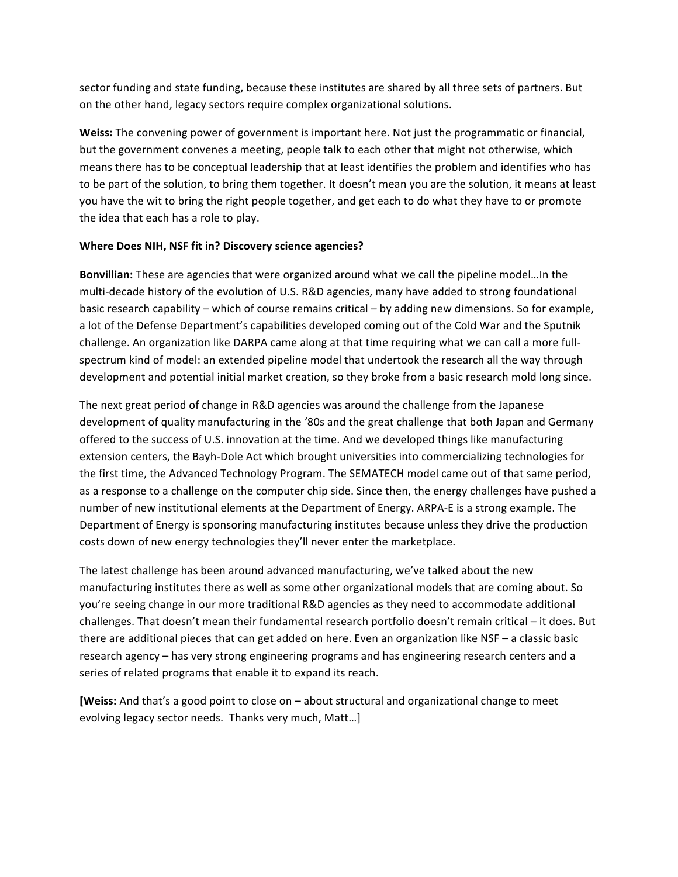sector funding and state funding, because these institutes are shared by all three sets of partners. But on the other hand, legacy sectors require complex organizational solutions.

**Weiss:** The convening power of government is important here. Not just the programmatic or financial, but the government convenes a meeting, people talk to each other that might not otherwise, which means there has to be conceptual leadership that at least identifies the problem and identifies who has to be part of the solution, to bring them together. It doesn't mean you are the solution, it means at least you have the wit to bring the right people together, and get each to do what they have to or promote the idea that each has a role to play.

**Where Does NIH, NSF fit in? Discovery science agencies?**

**Bonvillian:** These are agencies that were organized around what we call the pipeline model…In the multi-decade history of the evolution of U.S. R&D agencies, many have added to strong foundational basic research capability – which of course remains critical – by adding new dimensions. So for example, a lot of the Defense Department's capabilities developed coming out of the Cold War and the Sputnik challenge. An organization like DARPA came along at that time requiring what we can call a more full-spectrum kind of model: an extended pipeline model that undertook the research all the way through development and potential initial market creation, so they broke from a basic research mold long since.

The next great period of change in R&D agencies was around the challenge from the Japanese development of quality manufacturing in the '80s and the great challenge that both Japan and Germany offered to the success of U.S. innovation at the time. And we developed things like manufacturing extension centers, the Bayh-Dole Act which brought universities into commercializing technologies for the first time, the Advanced Technology Program. The SEMATECH model came out of that same period, as a response to a challenge on the computer chip side. Since then, the energy challenges have pushed a number of new institutional elements at the Department of Energy. ARPA-E is a strong example. The Department of Energy is sponsoring manufacturing institutes because unless they drive the production costs down of new energy technologies they'll never enter the marketplace.

The latest challenge has been around advanced manufacturing, we've talked about the new manufacturing institutes there as well as some other organizational models that are coming about. So you're seeing change in our more traditional R&D agencies as they need to accommodate additional challenges. That doesn't mean their fundamental research portfolio doesn't remain critical – it does. But there are additional pieces that can get added on here. Even an organization like NSF – a classic basic research agency – has very strong engineering programs and has engineering research centers and a series of related programs that enable it to expand its reach.

[**Weiss:** And that's a good point to close on – about structural and organizational change to meet evolving legacy sector needs. Thanks very much, Matt…]